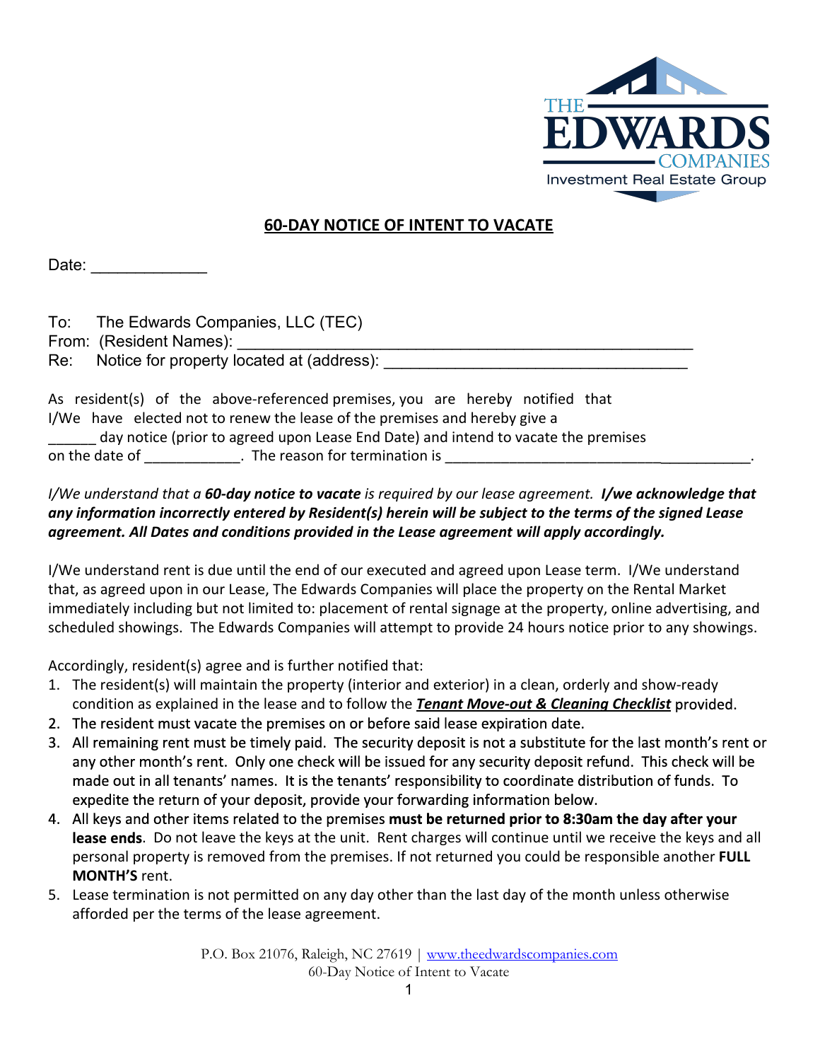THE EDWARDS COMPANIES
Investment Real Estate Group

## 60-DAY NOTICE OF INTENT TO VACATE

Date: _____________

To: The Edwards Companies, LLC (TEC)
From: (Resident Names): ____________________________________________________
Re: Notice for property located at (address): ___________________________________

As resident(s) of the above-referenced premises, you are hereby notified that I/We have elected not to renew the lease of the premises and hereby give a ______ day notice (prior to agreed upon Lease End Date) and intend to vacate the premises on the date of ____________. The reason for termination is ______________________________________.

*I/We understand that a **60-day notice to vacate** is required by our lease agreement.* ***I/we acknowledge that any information incorrectly entered by Resident(s) herein will be subject to the terms of the signed Lease agreement. All Dates and conditions provided in the Lease agreement will apply accordingly.***

I/We understand rent is due until the end of our executed and agreed upon Lease term. I/We understand that, as agreed upon in our Lease, The Edwards Companies will place the property on the Rental Market immediately including but not limited to: placement of rental signage at the property, online advertising, and scheduled showings. The Edwards Companies will attempt to provide 24 hours notice prior to any showings.

Accordingly, resident(s) agree and is further notified that:

1. The resident(s) will maintain the property (interior and exterior) in a clean, orderly and show-ready condition as explained in the lease and to follow the ***Tenant Move-out & Cleaning Checklist*** provided.
2. The resident must vacate the premises on or before said lease expiration date.
3. All remaining rent must be timely paid. The security deposit is not a substitute for the last month's rent or any other month's rent. Only one check will be issued for any security deposit refund. This check will be made out in all tenants' names. It is the tenants' responsibility to coordinate distribution of funds. To expedite the return of your deposit, provide your forwarding information below.
4. All keys and other items related to the premises **must be returned prior to 8:30am the day after your lease ends**. Do not leave the keys at the unit. Rent charges will continue until we receive the keys and all personal property is removed from the premises. If not returned you could be responsible another **FULL MONTH'S** rent.
5. Lease termination is not permitted on any day other than the last day of the month unless otherwise afforded per the terms of the lease agreement.

P.O. Box 21076, Raleigh, NC 27619 | www.theedwardscompanies.com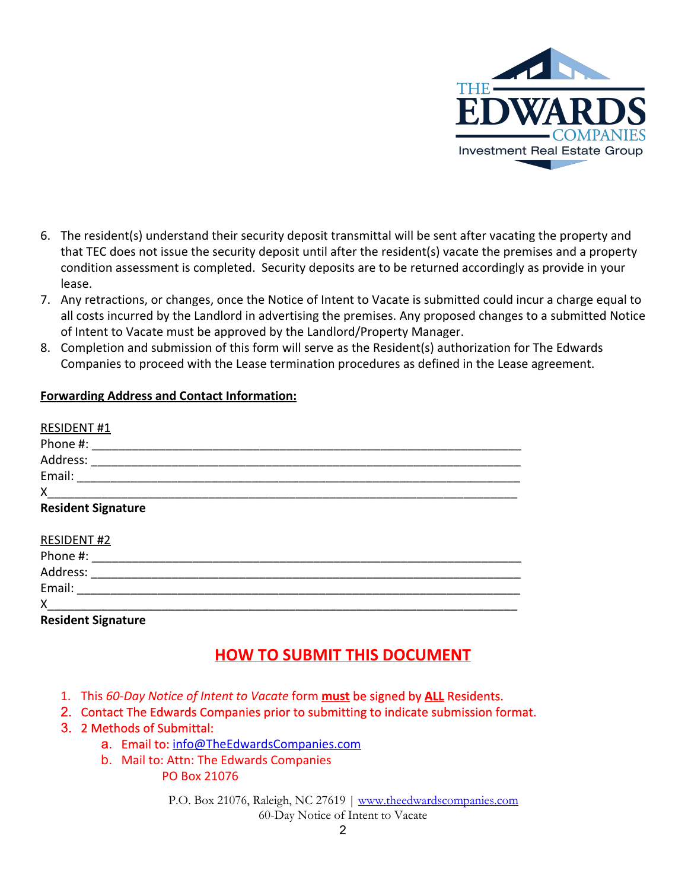6. The resident(s) understand their security deposit transmittal will be sent after vacating the property and that TEC does not issue the security deposit until after the resident(s) vacate the premises and a property condition assessment is completed. Security deposits are to be returned accordingly as provide in your lease.
7. Any retractions, or changes, once the Notice of Intent to Vacate is submitted could incur a charge equal to all costs incurred by the Landlord in advertising the premises. Any proposed changes to a submitted Notice of Intent to Vacate must be approved by the Landlord/Property Manager.
8. Completion and submission of this form will serve as the Resident(s) authorization for The Edwards Companies to proceed with the Lease termination procedures as defined in the Lease agreement.

**Forwarding Address and Contact Information:**

RESIDENT #1

Phone #: ______________________________________________________________

Address: ______________________________________________________________

Email: ________________________________________________________________

X_____________________________________________________________________

**Resident Signature**

RESIDENT #2

Phone #: ______________________________________________________________

Address: ______________________________________________________________

Email: ________________________________________________________________

X_____________________________________________________________________

**Resident Signature**

## HOW TO SUBMIT THIS DOCUMENT

1. This *60-Day Notice of Intent to Vacate* form **must** be signed by **ALL** Residents.
2. Contact The Edwards Companies prior to submitting to indicate submission format.
3. 2 Methods of Submittal:
   a. Email to: info@TheEdwardsCompanies.com
   b. Mail to: Attn: The Edwards Companies
      PO Box 21076

P.O. Box 21076, Raleigh, NC 27619 | www.theedwardscompanies.com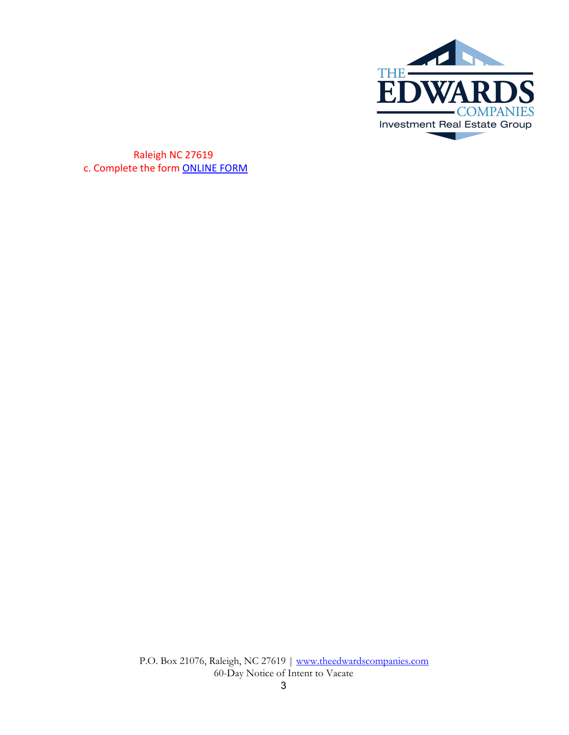Raleigh NC 27619

c. Complete the form [ONLINE FORM]